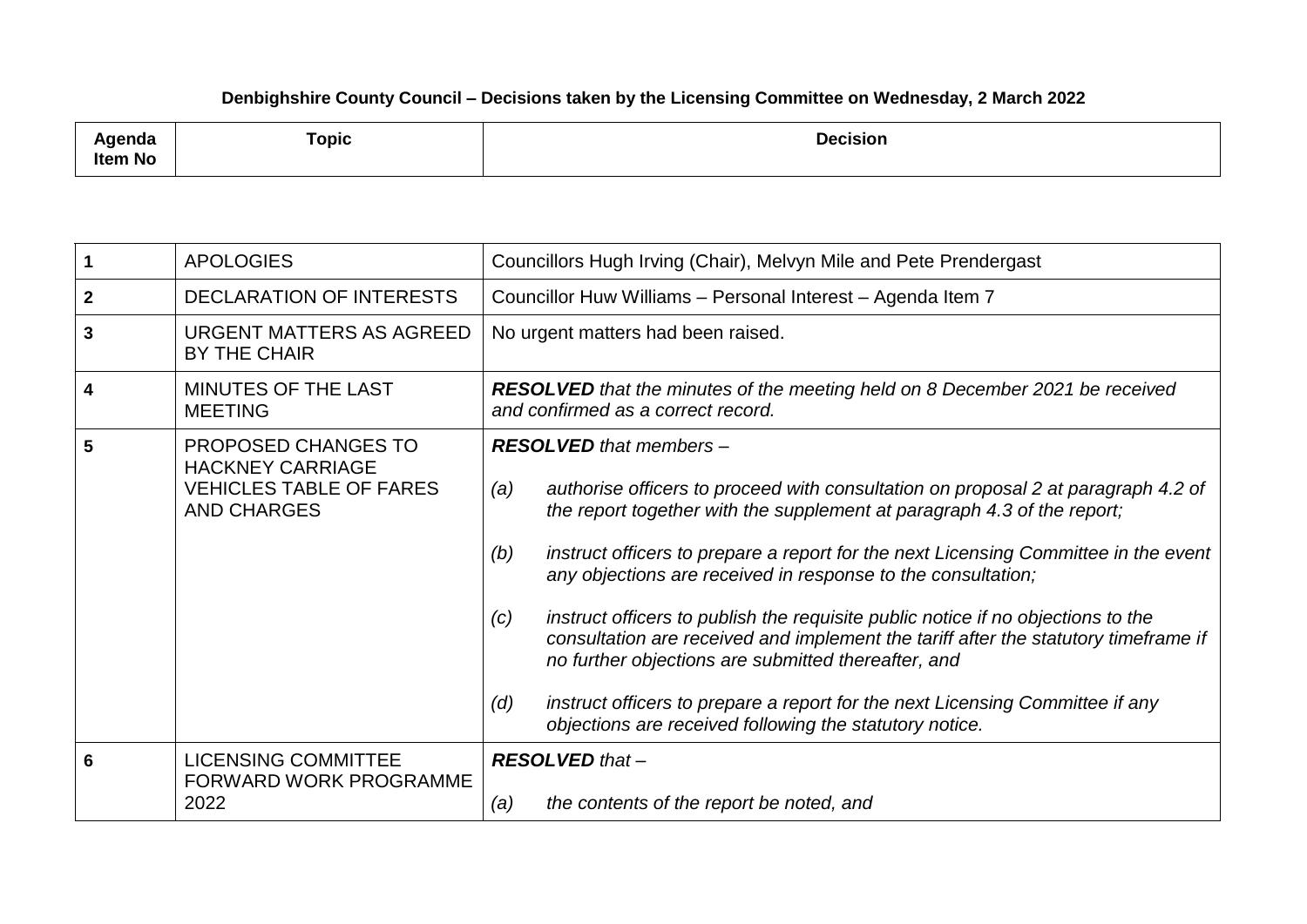**Denbighshire County Council – Decisions taken by the Licensing Committee on Wednesday, 2 March 2022**

| Agenda Item No | Topic | Decision |
|---|---|---|
| 1 | APOLOGIES | Councillors Hugh Irving (Chair), Melvyn Mile and Pete Prendergast |
| 2 | DECLARATION OF INTERESTS | Councillor Huw Williams – Personal Interest – Agenda Item 7 |
| 3 | URGENT MATTERS AS AGREED BY THE CHAIR | No urgent matters had been raised. |
| 4 | MINUTES OF THE LAST MEETING | ***RESOLVED** that the minutes of the meeting held on 8 December 2021 be received and confirmed as a correct record.* |
| 5 | PROPOSED CHANGES TO HACKNEY CARRIAGE VEHICLES TABLE OF FARES AND CHARGES | ***RESOLVED** that members –*<br><br>*(a) authorise officers to proceed with consultation on proposal 2 at paragraph 4.2 of the report together with the supplement at paragraph 4.3 of the report;*<br><br>*(b) instruct officers to prepare a report for the next Licensing Committee in the event any objections are received in response to the consultation;*<br><br>*(c) instruct officers to publish the requisite public notice if no objections to the consultation are received and implement the tariff after the statutory timeframe if no further objections are submitted thereafter, and*<br><br>*(d) instruct officers to prepare a report for the next Licensing Committee if any objections are received following the statutory notice.* |
| 6 | LICENSING COMMITTEE FORWARD WORK PROGRAMME 2022 | ***RESOLVED** that –*<br><br>*(a) the contents of the report be noted, and* |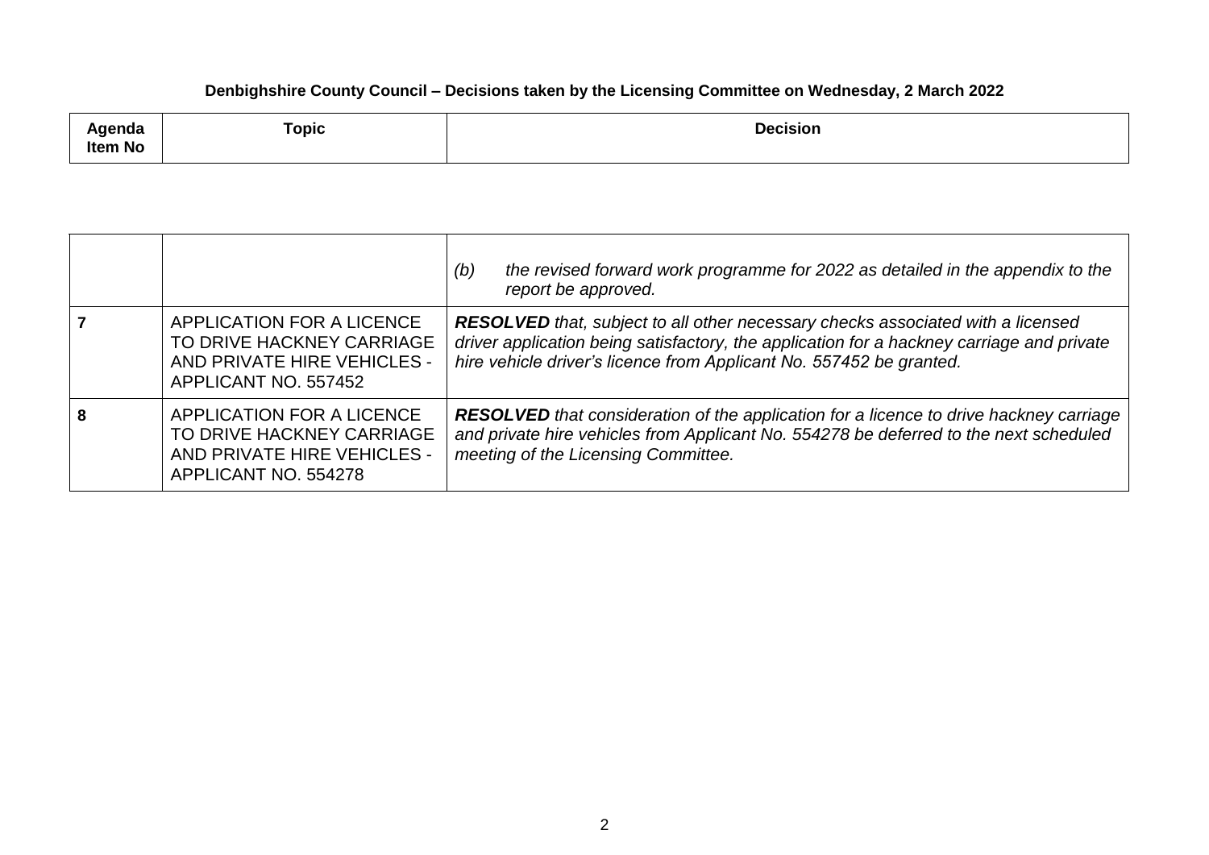**Denbighshire County Council – Decisions taken by the Licensing Committee on Wednesday, 2 March 2022**

| Agenda Item No | Topic | Decision |
|---|---|---|
| | | *(b) the revised forward work programme for 2022 as detailed in the appendix to the report be approved.* |
| 7 | APPLICATION FOR A LICENCE TO DRIVE HACKNEY CARRIAGE AND PRIVATE HIRE VEHICLES - APPLICANT NO. 557452 | ***RESOLVED** that, subject to all other necessary checks associated with a licensed driver application being satisfactory, the application for a hackney carriage and private hire vehicle driver's licence from Applicant No. 557452 be granted.* |
| 8 | APPLICATION FOR A LICENCE TO DRIVE HACKNEY CARRIAGE AND PRIVATE HIRE VEHICLES - APPLICANT NO. 554278 | ***RESOLVED** that consideration of the application for a licence to drive hackney carriage and private hire vehicles from Applicant No. 554278 be deferred to the next scheduled meeting of the Licensing Committee.* |